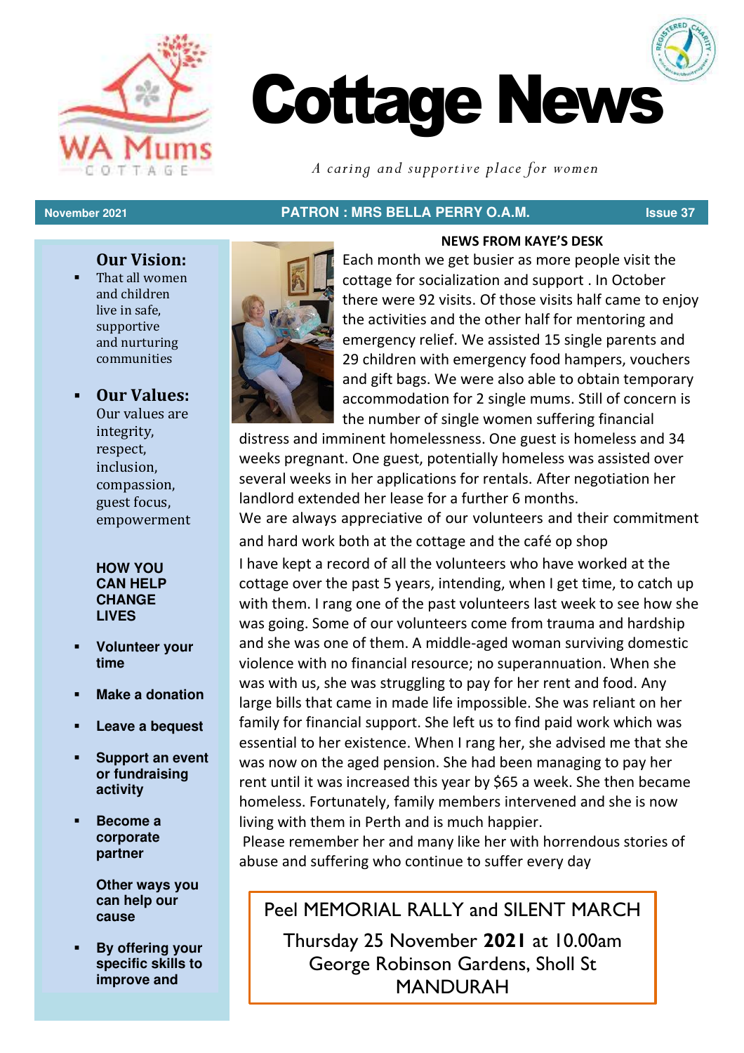# Cottage News

*A caring and supportive place for women*

**November 2021** | **PATRON : MRS BELLA PERRY O.A.M.** | **Issue 37**

## Our Vision:

- That all women and children live in safe, supportive and nurturing communities

## Our Values:

Our values are integrity, respect, inclusion, compassion, guest focus, empowerment

**HOW YOU CAN HELP CHANGE LIVES**

- **Volunteer your time**
- **Make a donation**
- **Leave a bequest**
- **Support an event or fundraising activity**
- **Become a corporate partner**

**Other ways you can help our cause**

- **By offering your specific skills to improve and**

### NEWS FROM KAYE'S DESK

Each month we get busier as more people visit the cottage for socialization and support . In October there were 92 visits. Of those visits half came to enjoy the activities and the other half for mentoring and emergency relief. We assisted 15 single parents and 29 children with emergency food hampers, vouchers and gift bags. We were also able to obtain temporary accommodation for 2 single mums. Still of concern is the number of single women suffering financial distress and imminent homelessness. One guest is homeless and 34 weeks pregnant. One guest, potentially homeless was assisted over several weeks in her applications for rentals. After negotiation her landlord extended her lease for a further 6 months.

We are always appreciative of our volunteers and their commitment and hard work both at the cottage and the café op shop

I have kept a record of all the volunteers who have worked at the cottage over the past 5 years, intending, when I get time, to catch up with them. I rang one of the past volunteers last week to see how she was going. Some of our volunteers come from trauma and hardship and she was one of them. A middle-aged woman surviving domestic violence with no financial resource; no superannuation. When she was with us, she was struggling to pay for her rent and food. Any large bills that came in made life impossible. She was reliant on her family for financial support. She left us to find paid work which was essential to her existence. When I rang her, she advised me that she was now on the aged pension. She had been managing to pay her rent until it was increased this year by $65 a week. She then became homeless. Fortunately, family members intervened and she is now living with them in Perth and is much happier.

Please remember her and many like her with horrendous stories of abuse and suffering who continue to suffer every day

---

Peel MEMORIAL RALLY and SILENT MARCH

Thursday 25 November **2021** at 10.00am
George Robinson Gardens, Sholl St
MANDURAH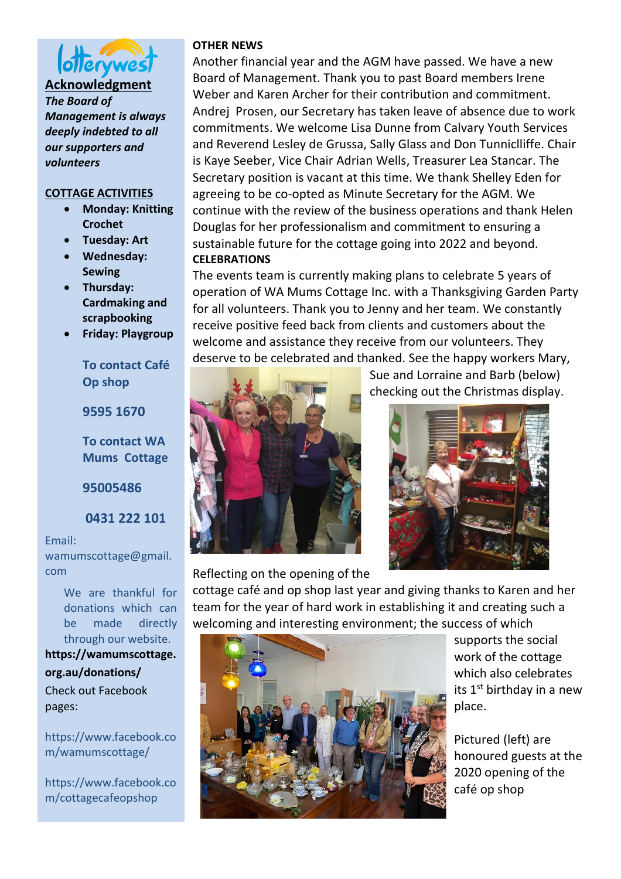lotterywest

## Acknowledgment

***The Board of Management is always deeply indebted to all our supporters and volunteers***

**COTTAGE ACTIVITIES**

- **Monday: Knitting Crochet**
- **Tuesday: Art**
- **Wednesday: Sewing**
- **Thursday: Cardmaking and scrapbooking**
- **Friday: Playgroup**

**To contact Café Op shop**

**9595 1670**

**To contact WA Mums Cottage**

**95005486**

**0431 222 101**

Email: wamumscottage@gmail.com

We are thankful for donations which can be made directly through our website.

**https://wamumscottage.org.au/donations/**

Check out Facebook pages:

https://www.facebook.com/wamumscottage/

https://www.facebook.com/cottagecafeopshop

**OTHER NEWS**

Another financial year and the AGM have passed. We have a new Board of Management. Thank you to past Board members Irene Weber and Karen Archer for their contribution and commitment. Andrej Prosen, our Secretary has taken leave of absence due to work commitments. We welcome Lisa Dunne from Calvary Youth Services and Reverend Lesley de Grussa, Sally Glass and Don Tunnicliffe. Chair is Kaye Seeber, Vice Chair Adrian Wells, Treasurer Lea Stancar. The Secretary position is vacant at this time. We thank Shelley Eden for agreeing to be co-opted as Minute Secretary for the AGM. We continue with the review of the business operations and thank Helen Douglas for her professionalism and commitment to ensuring a sustainable future for the cottage going into 2022 and beyond.

**CELEBRATIONS**

The events team is currently making plans to celebrate 5 years of operation of WA Mums Cottage Inc. with a Thanksgiving Garden Party for all volunteers. Thank you to Jenny and her team. We constantly receive positive feed back from clients and customers about the welcome and assistance they receive from our volunteers. They deserve to be celebrated and thanked. See the happy workers Mary, Sue and Lorraine and Barb (below) checking out the Christmas display.

Reflecting on the opening of the cottage café and op shop last year and giving thanks to Karen and her team for the year of hard work in establishing it and creating such a welcoming and interesting environment; the success of which supports the social work of the cottage which also celebrates its 1st birthday in a new place.

Pictured (left) are honoured guests at the 2020 opening of the café op shop